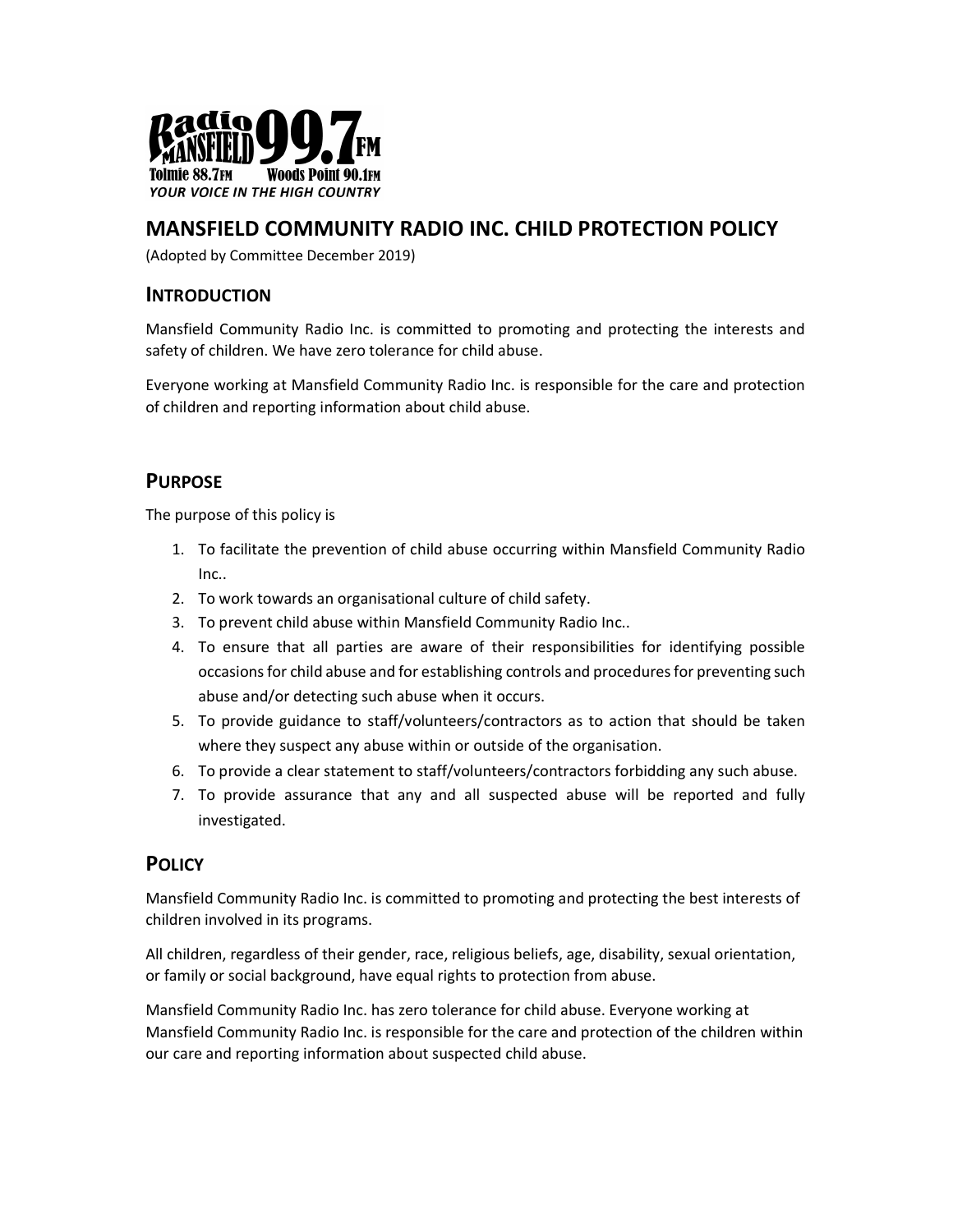Radio Mansfield 99.7FM

Tolmie 88.7FM Woods Point 90.1FM

*YOUR VOICE IN THE HIGH COUNTRY*

# MANSFIELD COMMUNITY RADIO INC. CHILD PROTECTION POLICY

(Adopted by Committee December 2019)

## INTRODUCTION

Mansfield Community Radio Inc. is committed to promoting and protecting the interests and safety of children. We have zero tolerance for child abuse.

Everyone working at Mansfield Community Radio Inc. is responsible for the care and protection of children and reporting information about child abuse.

## PURPOSE

The purpose of this policy is

1. To facilitate the prevention of child abuse occurring within Mansfield Community Radio Inc..
2. To work towards an organisational culture of child safety.
3. To prevent child abuse within Mansfield Community Radio Inc..
4. To ensure that all parties are aware of their responsibilities for identifying possible occasions for child abuse and for establishing controls and procedures for preventing such abuse and/or detecting such abuse when it occurs.
5. To provide guidance to staff/volunteers/contractors as to action that should be taken where they suspect any abuse within or outside of the organisation.
6. To provide a clear statement to staff/volunteers/contractors forbidding any such abuse.
7. To provide assurance that any and all suspected abuse will be reported and fully investigated.

## POLICY

Mansfield Community Radio Inc. is committed to promoting and protecting the best interests of children involved in its programs.

All children, regardless of their gender, race, religious beliefs, age, disability, sexual orientation, or family or social background, have equal rights to protection from abuse.

Mansfield Community Radio Inc. has zero tolerance for child abuse. Everyone working at Mansfield Community Radio Inc. is responsible for the care and protection of the children within our care and reporting information about suspected child abuse.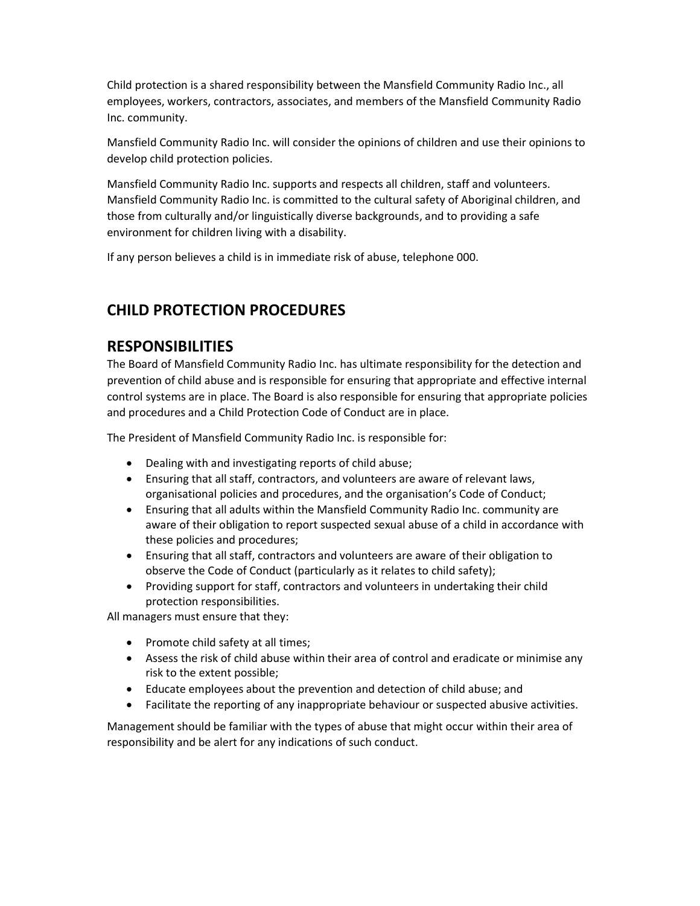Child protection is a shared responsibility between the Mansfield Community Radio Inc., all employees, workers, contractors, associates, and members of the Mansfield Community Radio Inc. community.

Mansfield Community Radio Inc. will consider the opinions of children and use their opinions to develop child protection policies.

Mansfield Community Radio Inc. supports and respects all children, staff and volunteers. Mansfield Community Radio Inc. is committed to the cultural safety of Aboriginal children, and those from culturally and/or linguistically diverse backgrounds, and to providing a safe environment for children living with a disability.

If any person believes a child is in immediate risk of abuse, telephone 000.

# CHILD PROTECTION PROCEDURES

## RESPONSIBILITIES

The Board of Mansfield Community Radio Inc. has ultimate responsibility for the detection and prevention of child abuse and is responsible for ensuring that appropriate and effective internal control systems are in place. The Board is also responsible for ensuring that appropriate policies and procedures and a Child Protection Code of Conduct are in place.

The President of Mansfield Community Radio Inc. is responsible for:

- Dealing with and investigating reports of child abuse;
- Ensuring that all staff, contractors, and volunteers are aware of relevant laws, organisational policies and procedures, and the organisation's Code of Conduct;
- Ensuring that all adults within the Mansfield Community Radio Inc. community are aware of their obligation to report suspected sexual abuse of a child in accordance with these policies and procedures;
- Ensuring that all staff, contractors and volunteers are aware of their obligation to observe the Code of Conduct (particularly as it relates to child safety);
- Providing support for staff, contractors and volunteers in undertaking their child protection responsibilities.

All managers must ensure that they:

- Promote child safety at all times;
- Assess the risk of child abuse within their area of control and eradicate or minimise any risk to the extent possible;
- Educate employees about the prevention and detection of child abuse; and
- Facilitate the reporting of any inappropriate behaviour or suspected abusive activities.

Management should be familiar with the types of abuse that might occur within their area of responsibility and be alert for any indications of such conduct.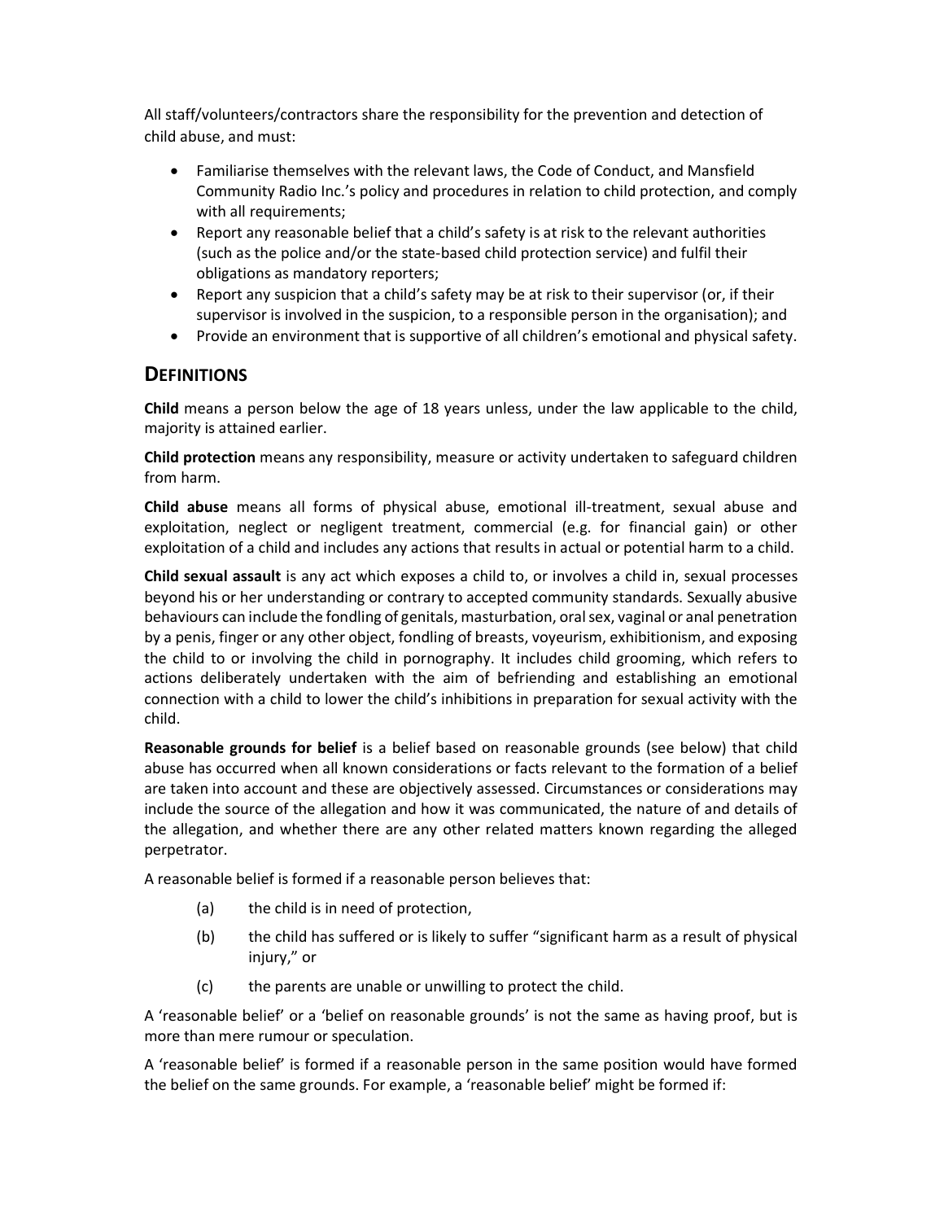All staff/volunteers/contractors share the responsibility for the prevention and detection of child abuse, and must:

- Familiarise themselves with the relevant laws, the Code of Conduct, and Mansfield Community Radio Inc.'s policy and procedures in relation to child protection, and comply with all requirements;
- Report any reasonable belief that a child's safety is at risk to the relevant authorities (such as the police and/or the state-based child protection service) and fulfil their obligations as mandatory reporters;
- Report any suspicion that a child's safety may be at risk to their supervisor (or, if their supervisor is involved in the suspicion, to a responsible person in the organisation); and
- Provide an environment that is supportive of all children's emotional and physical safety.

## DEFINITIONS

**Child** means a person below the age of 18 years unless, under the law applicable to the child, majority is attained earlier.

**Child protection** means any responsibility, measure or activity undertaken to safeguard children from harm.

**Child abuse** means all forms of physical abuse, emotional ill-treatment, sexual abuse and exploitation, neglect or negligent treatment, commercial (e.g. for financial gain) or other exploitation of a child and includes any actions that results in actual or potential harm to a child.

**Child sexual assault** is any act which exposes a child to, or involves a child in, sexual processes beyond his or her understanding or contrary to accepted community standards. Sexually abusive behaviours can include the fondling of genitals, masturbation, oral sex, vaginal or anal penetration by a penis, finger or any other object, fondling of breasts, voyeurism, exhibitionism, and exposing the child to or involving the child in pornography. It includes child grooming, which refers to actions deliberately undertaken with the aim of befriending and establishing an emotional connection with a child to lower the child's inhibitions in preparation for sexual activity with the child.

**Reasonable grounds for belief** is a belief based on reasonable grounds (see below) that child abuse has occurred when all known considerations or facts relevant to the formation of a belief are taken into account and these are objectively assessed. Circumstances or considerations may include the source of the allegation and how it was communicated, the nature of and details of the allegation, and whether there are any other related matters known regarding the alleged perpetrator.

A reasonable belief is formed if a reasonable person believes that:

(a) the child is in need of protection,

(b) the child has suffered or is likely to suffer "significant harm as a result of physical injury," or

(c) the parents are unable or unwilling to protect the child.

A 'reasonable belief' or a 'belief on reasonable grounds' is not the same as having proof, but is more than mere rumour or speculation.

A 'reasonable belief' is formed if a reasonable person in the same position would have formed the belief on the same grounds. For example, a 'reasonable belief' might be formed if: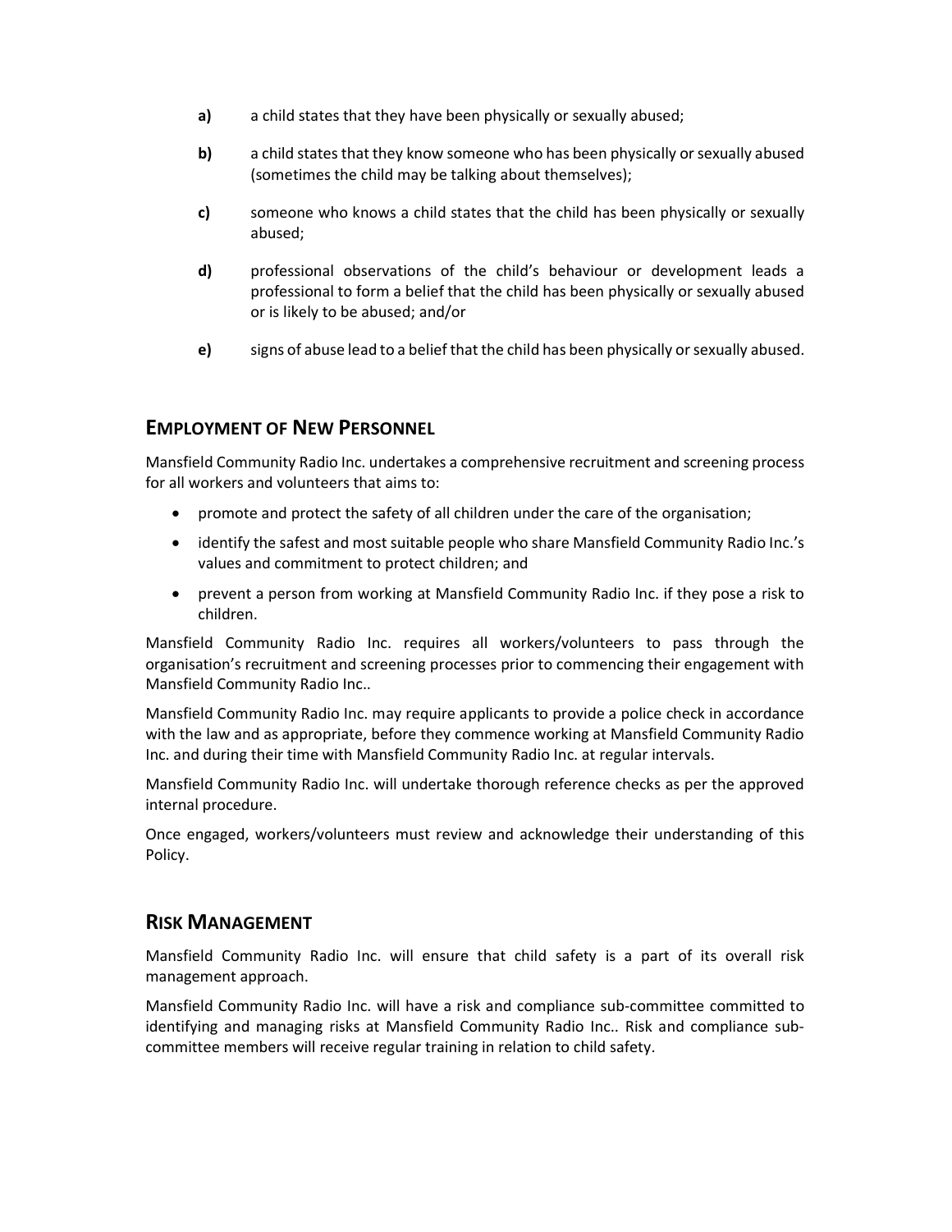**a)** a child states that they have been physically or sexually abused;

**b)** a child states that they know someone who has been physically or sexually abused (sometimes the child may be talking about themselves);

**c)** someone who knows a child states that the child has been physically or sexually abused;

**d)** professional observations of the child's behaviour or development leads a professional to form a belief that the child has been physically or sexually abused or is likely to be abused; and/or

**e)** signs of abuse lead to a belief that the child has been physically or sexually abused.

## EMPLOYMENT OF NEW PERSONNEL

Mansfield Community Radio Inc. undertakes a comprehensive recruitment and screening process for all workers and volunteers that aims to:

- promote and protect the safety of all children under the care of the organisation;
- identify the safest and most suitable people who share Mansfield Community Radio Inc.'s values and commitment to protect children; and
- prevent a person from working at Mansfield Community Radio Inc. if they pose a risk to children.

Mansfield Community Radio Inc. requires all workers/volunteers to pass through the organisation's recruitment and screening processes prior to commencing their engagement with Mansfield Community Radio Inc..

Mansfield Community Radio Inc. may require applicants to provide a police check in accordance with the law and as appropriate, before they commence working at Mansfield Community Radio Inc. and during their time with Mansfield Community Radio Inc. at regular intervals.

Mansfield Community Radio Inc. will undertake thorough reference checks as per the approved internal procedure.

Once engaged, workers/volunteers must review and acknowledge their understanding of this Policy.

## RISK MANAGEMENT

Mansfield Community Radio Inc. will ensure that child safety is a part of its overall risk management approach.

Mansfield Community Radio Inc. will have a risk and compliance sub-committee committed to identifying and managing risks at Mansfield Community Radio Inc.. Risk and compliance sub-committee members will receive regular training in relation to child safety.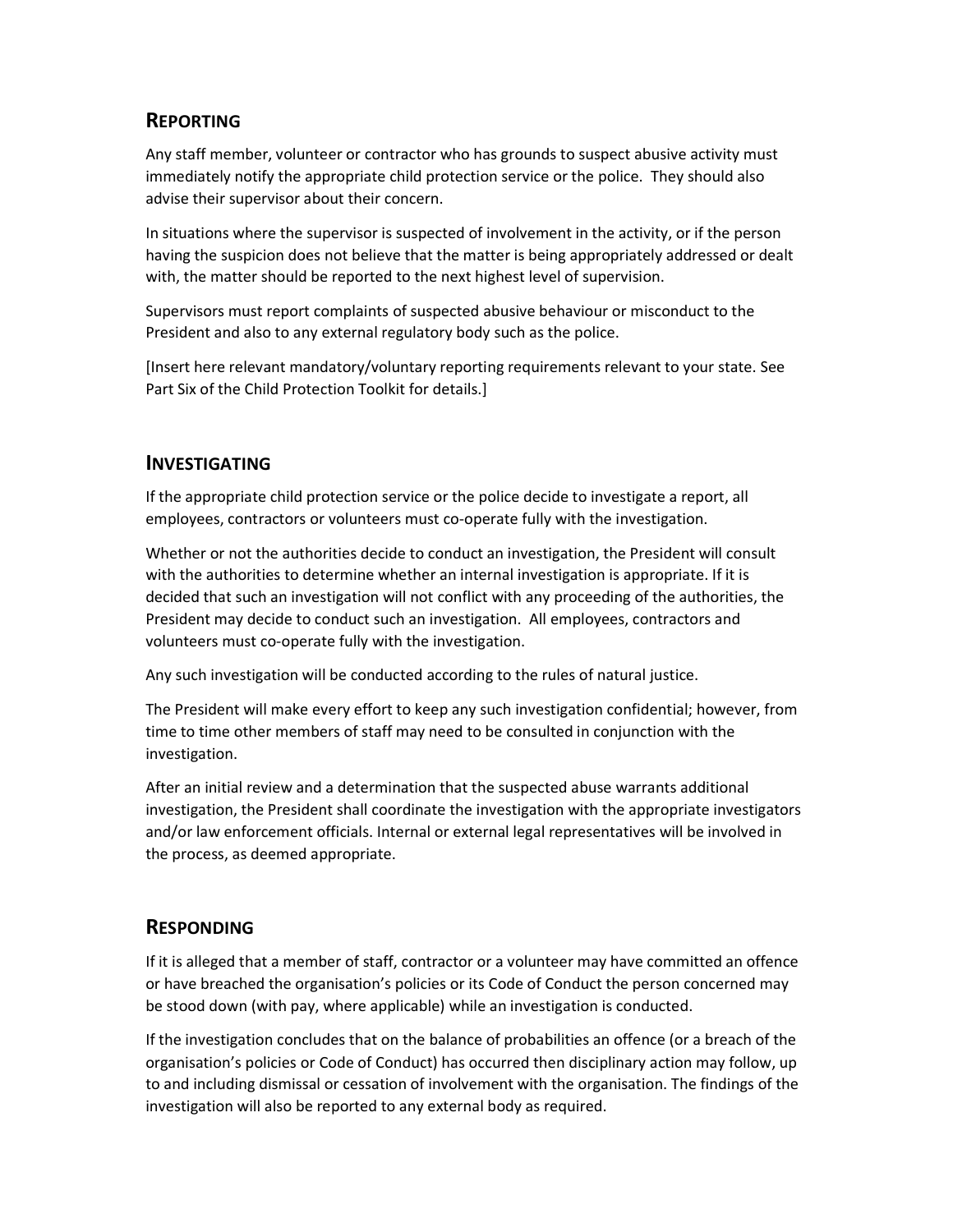## Reporting

Any staff member, volunteer or contractor who has grounds to suspect abusive activity must immediately notify the appropriate child protection service or the police. They should also advise their supervisor about their concern.

In situations where the supervisor is suspected of involvement in the activity, or if the person having the suspicion does not believe that the matter is being appropriately addressed or dealt with, the matter should be reported to the next highest level of supervision.

Supervisors must report complaints of suspected abusive behaviour or misconduct to the President and also to any external regulatory body such as the police.

[Insert here relevant mandatory/voluntary reporting requirements relevant to your state. See Part Six of the Child Protection Toolkit for details.]

## Investigating

If the appropriate child protection service or the police decide to investigate a report, all employees, contractors or volunteers must co-operate fully with the investigation.

Whether or not the authorities decide to conduct an investigation, the President will consult with the authorities to determine whether an internal investigation is appropriate. If it is decided that such an investigation will not conflict with any proceeding of the authorities, the President may decide to conduct such an investigation. All employees, contractors and volunteers must co-operate fully with the investigation.

Any such investigation will be conducted according to the rules of natural justice.

The President will make every effort to keep any such investigation confidential; however, from time to time other members of staff may need to be consulted in conjunction with the investigation.

After an initial review and a determination that the suspected abuse warrants additional investigation, the President shall coordinate the investigation with the appropriate investigators and/or law enforcement officials. Internal or external legal representatives will be involved in the process, as deemed appropriate.

## Responding

If it is alleged that a member of staff, contractor or a volunteer may have committed an offence or have breached the organisation's policies or its Code of Conduct the person concerned may be stood down (with pay, where applicable) while an investigation is conducted.

If the investigation concludes that on the balance of probabilities an offence (or a breach of the organisation's policies or Code of Conduct) has occurred then disciplinary action may follow, up to and including dismissal or cessation of involvement with the organisation. The findings of the investigation will also be reported to any external body as required.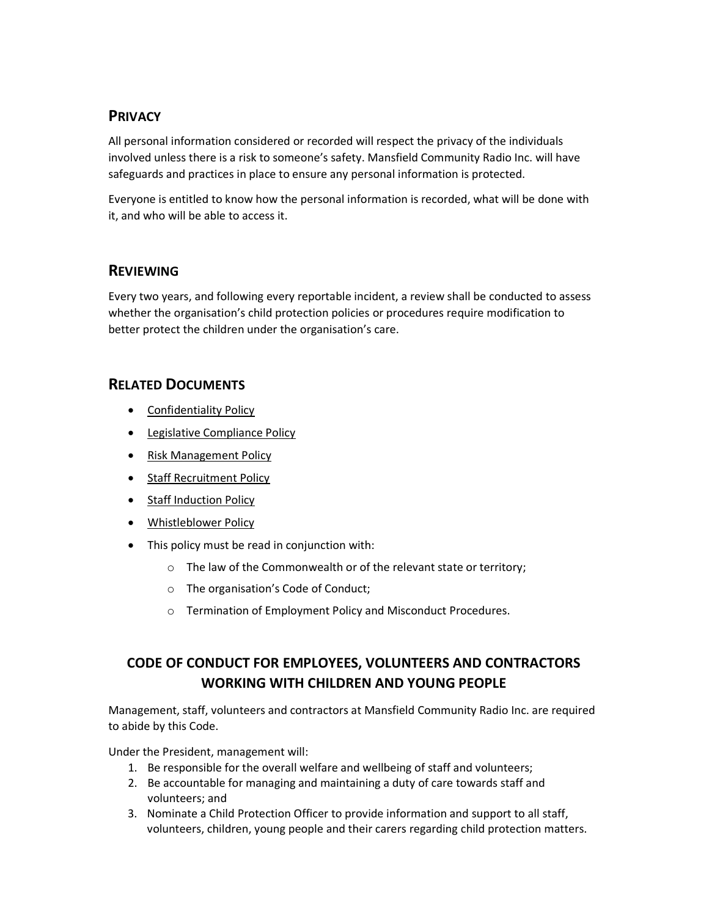## Privacy

All personal information considered or recorded will respect the privacy of the individuals involved unless there is a risk to someone's safety. Mansfield Community Radio Inc. will have safeguards and practices in place to ensure any personal information is protected.

Everyone is entitled to know how the personal information is recorded, what will be done with it, and who will be able to access it.

## Reviewing

Every two years, and following every reportable incident, a review shall be conducted to assess whether the organisation's child protection policies or procedures require modification to better protect the children under the organisation's care.

## Related Documents

- Confidentiality Policy
- Legislative Compliance Policy
- Risk Management Policy
- Staff Recruitment Policy
- Staff Induction Policy
- Whistleblower Policy
- This policy must be read in conjunction with:
    - The law of the Commonwealth or of the relevant state or territory;
    - The organisation's Code of Conduct;
    - Termination of Employment Policy and Misconduct Procedures.

## CODE OF CONDUCT FOR EMPLOYEES, VOLUNTEERS AND CONTRACTORS WORKING WITH CHILDREN AND YOUNG PEOPLE

Management, staff, volunteers and contractors at Mansfield Community Radio Inc. are required to abide by this Code.

Under the President, management will:

1. Be responsible for the overall welfare and wellbeing of staff and volunteers;
2. Be accountable for managing and maintaining a duty of care towards staff and volunteers; and
3. Nominate a Child Protection Officer to provide information and support to all staff, volunteers, children, young people and their carers regarding child protection matters.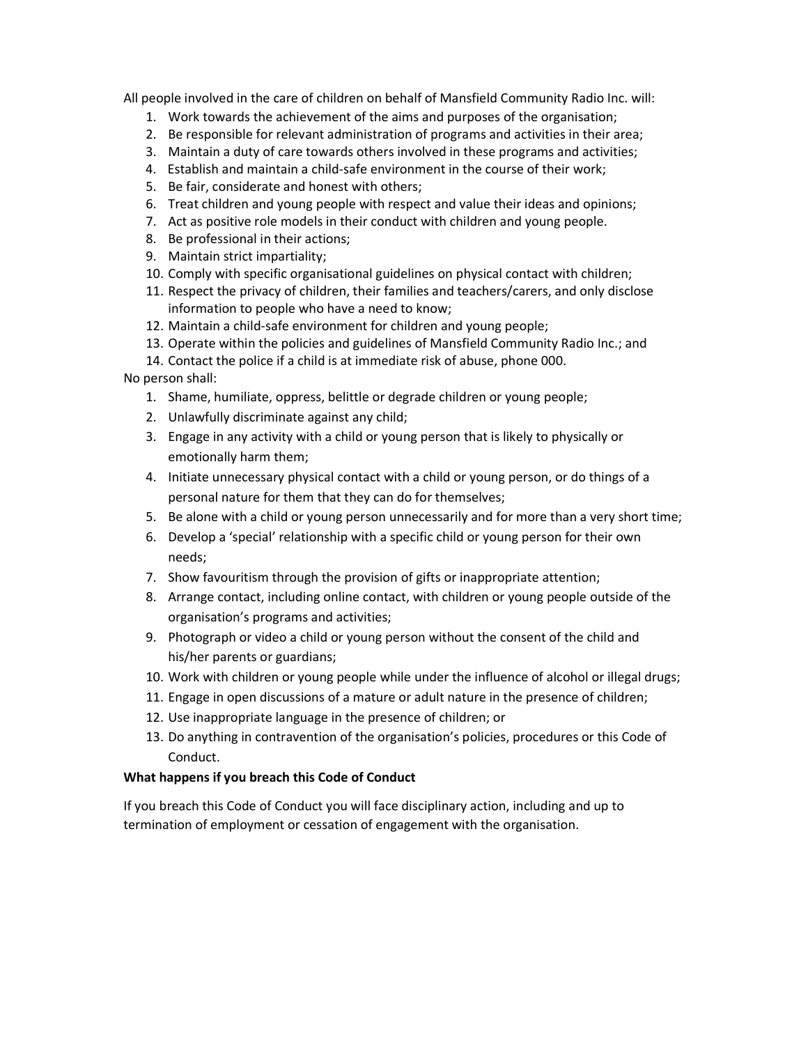All people involved in the care of children on behalf of Mansfield Community Radio Inc. will:

1. Work towards the achievement of the aims and purposes of the organisation;
2. Be responsible for relevant administration of programs and activities in their area;
3. Maintain a duty of care towards others involved in these programs and activities;
4. Establish and maintain a child-safe environment in the course of their work;
5. Be fair, considerate and honest with others;
6. Treat children and young people with respect and value their ideas and opinions;
7. Act as positive role models in their conduct with children and young people.
8. Be professional in their actions;
9. Maintain strict impartiality;
10. Comply with specific organisational guidelines on physical contact with children;
11. Respect the privacy of children, their families and teachers/carers, and only disclose information to people who have a need to know;
12. Maintain a child-safe environment for children and young people;
13. Operate within the policies and guidelines of Mansfield Community Radio Inc.; and
14. Contact the police if a child is at immediate risk of abuse, phone 000.

No person shall:

1. Shame, humiliate, oppress, belittle or degrade children or young people;
2. Unlawfully discriminate against any child;
3. Engage in any activity with a child or young person that is likely to physically or emotionally harm them;
4. Initiate unnecessary physical contact with a child or young person, or do things of a personal nature for them that they can do for themselves;
5. Be alone with a child or young person unnecessarily and for more than a very short time;
6. Develop a 'special' relationship with a specific child or young person for their own needs;
7. Show favouritism through the provision of gifts or inappropriate attention;
8. Arrange contact, including online contact, with children or young people outside of the organisation's programs and activities;
9. Photograph or video a child or young person without the consent of the child and his/her parents or guardians;
10. Work with children or young people while under the influence of alcohol or illegal drugs;
11. Engage in open discussions of a mature or adult nature in the presence of children;
12. Use inappropriate language in the presence of children; or
13. Do anything in contravention of the organisation's policies, procedures or this Code of Conduct.

**What happens if you breach this Code of Conduct**

If you breach this Code of Conduct you will face disciplinary action, including and up to termination of employment or cessation of engagement with the organisation.